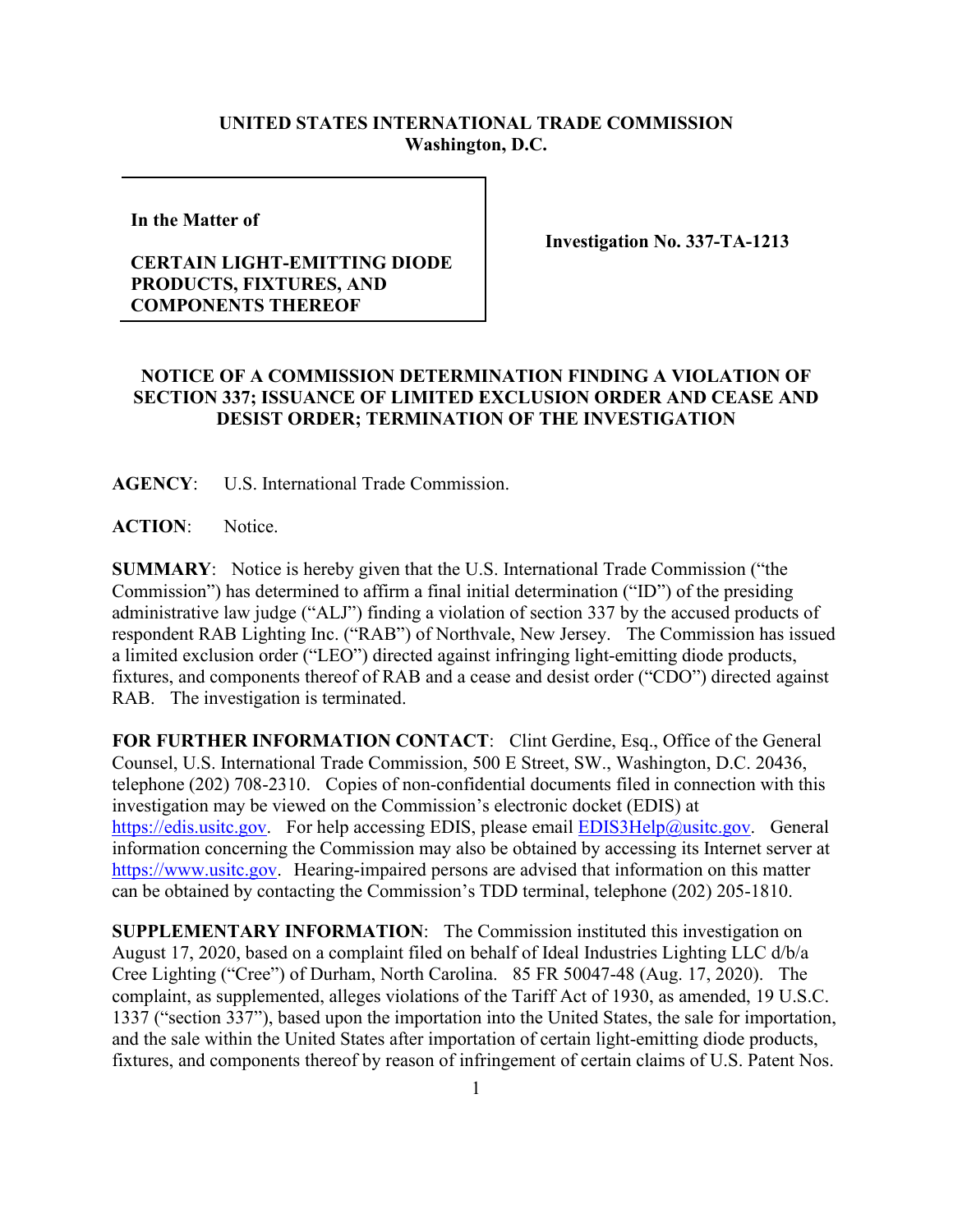**UNITED STATES INTERNATIONAL TRADE COMMISSION**
**Washington, D.C.**

| | |
|---|---|
| **In the Matter of**<br><br>**CERTAIN LIGHT-EMITTING DIODE PRODUCTS, FIXTURES, AND COMPONENTS THEREOF** | **Investigation No. 337-TA-1213** |

**NOTICE OF A COMMISSION DETERMINATION FINDING A VIOLATION OF SECTION 337; ISSUANCE OF LIMITED EXCLUSION ORDER AND CEASE AND DESIST ORDER; TERMINATION OF THE INVESTIGATION**

**AGENCY**: U.S. International Trade Commission.

**ACTION**: Notice.

**SUMMARY**: Notice is hereby given that the U.S. International Trade Commission ("the Commission") has determined to affirm a final initial determination ("ID") of the presiding administrative law judge ("ALJ") finding a violation of section 337 by the accused products of respondent RAB Lighting Inc. ("RAB") of Northvale, New Jersey. The Commission has issued a limited exclusion order ("LEO") directed against infringing light-emitting diode products, fixtures, and components thereof of RAB and a cease and desist order ("CDO") directed against RAB. The investigation is terminated.

**FOR FURTHER INFORMATION CONTACT**: Clint Gerdine, Esq., Office of the General Counsel, U.S. International Trade Commission, 500 E Street, SW., Washington, D.C. 20436, telephone (202) 708-2310. Copies of non-confidential documents filed in connection with this investigation may be viewed on the Commission's electronic docket (EDIS) at https://edis.usitc.gov. For help accessing EDIS, please email EDIS3Help@usitc.gov. General information concerning the Commission may also be obtained by accessing its Internet server at https://www.usitc.gov. Hearing-impaired persons are advised that information on this matter can be obtained by contacting the Commission's TDD terminal, telephone (202) 205-1810.

**SUPPLEMENTARY INFORMATION**: The Commission instituted this investigation on August 17, 2020, based on a complaint filed on behalf of Ideal Industries Lighting LLC d/b/a Cree Lighting ("Cree") of Durham, North Carolina. 85 FR 50047-48 (Aug. 17, 2020). The complaint, as supplemented, alleges violations of the Tariff Act of 1930, as amended, 19 U.S.C. 1337 ("section 337"), based upon the importation into the United States, the sale for importation, and the sale within the United States after importation of certain light-emitting diode products, fixtures, and components thereof by reason of infringement of certain claims of U.S. Patent Nos.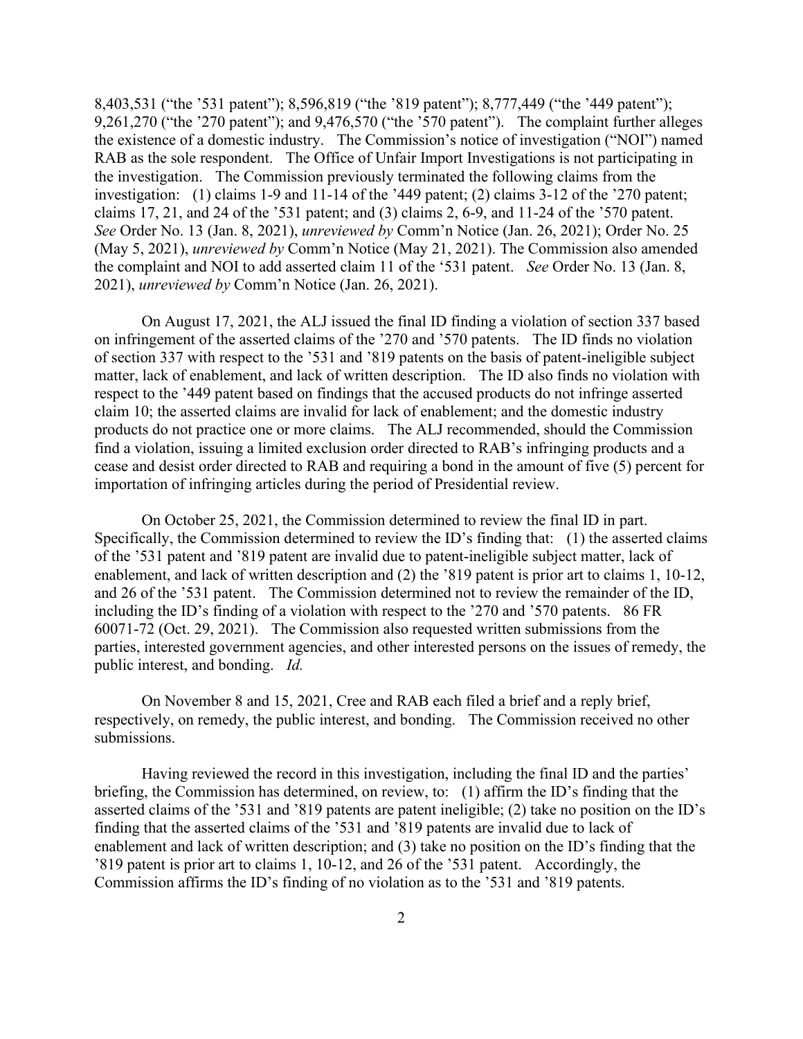8,403,531 ("the '531 patent"); 8,596,819 ("the '819 patent"); 8,777,449 ("the '449 patent"); 9,261,270 ("the '270 patent"); and 9,476,570 ("the '570 patent"). The complaint further alleges the existence of a domestic industry. The Commission's notice of investigation ("NOI") named RAB as the sole respondent. The Office of Unfair Import Investigations is not participating in the investigation. The Commission previously terminated the following claims from the investigation: (1) claims 1-9 and 11-14 of the '449 patent; (2) claims 3-12 of the '270 patent; claims 17, 21, and 24 of the '531 patent; and (3) claims 2, 6-9, and 11-24 of the '570 patent. *See* Order No. 13 (Jan. 8, 2021), *unreviewed by* Comm'n Notice (Jan. 26, 2021); Order No. 25 (May 5, 2021), *unreviewed by* Comm'n Notice (May 21, 2021). The Commission also amended the complaint and NOI to add asserted claim 11 of the '531 patent. *See* Order No. 13 (Jan. 8, 2021), *unreviewed by* Comm'n Notice (Jan. 26, 2021).

On August 17, 2021, the ALJ issued the final ID finding a violation of section 337 based on infringement of the asserted claims of the '270 and '570 patents. The ID finds no violation of section 337 with respect to the '531 and '819 patents on the basis of patent-ineligible subject matter, lack of enablement, and lack of written description. The ID also finds no violation with respect to the '449 patent based on findings that the accused products do not infringe asserted claim 10; the asserted claims are invalid for lack of enablement; and the domestic industry products do not practice one or more claims. The ALJ recommended, should the Commission find a violation, issuing a limited exclusion order directed to RAB's infringing products and a cease and desist order directed to RAB and requiring a bond in the amount of five (5) percent for importation of infringing articles during the period of Presidential review.

On October 25, 2021, the Commission determined to review the final ID in part. Specifically, the Commission determined to review the ID's finding that: (1) the asserted claims of the '531 patent and '819 patent are invalid due to patent-ineligible subject matter, lack of enablement, and lack of written description and (2) the '819 patent is prior art to claims 1, 10-12, and 26 of the '531 patent. The Commission determined not to review the remainder of the ID, including the ID's finding of a violation with respect to the '270 and '570 patents. 86 FR 60071-72 (Oct. 29, 2021). The Commission also requested written submissions from the parties, interested government agencies, and other interested persons on the issues of remedy, the public interest, and bonding. *Id.*

On November 8 and 15, 2021, Cree and RAB each filed a brief and a reply brief, respectively, on remedy, the public interest, and bonding. The Commission received no other submissions.

Having reviewed the record in this investigation, including the final ID and the parties' briefing, the Commission has determined, on review, to: (1) affirm the ID's finding that the asserted claims of the '531 and '819 patents are patent ineligible; (2) take no position on the ID's finding that the asserted claims of the '531 and '819 patents are invalid due to lack of enablement and lack of written description; and (3) take no position on the ID's finding that the '819 patent is prior art to claims 1, 10-12, and 26 of the '531 patent. Accordingly, the Commission affirms the ID's finding of no violation as to the '531 and '819 patents.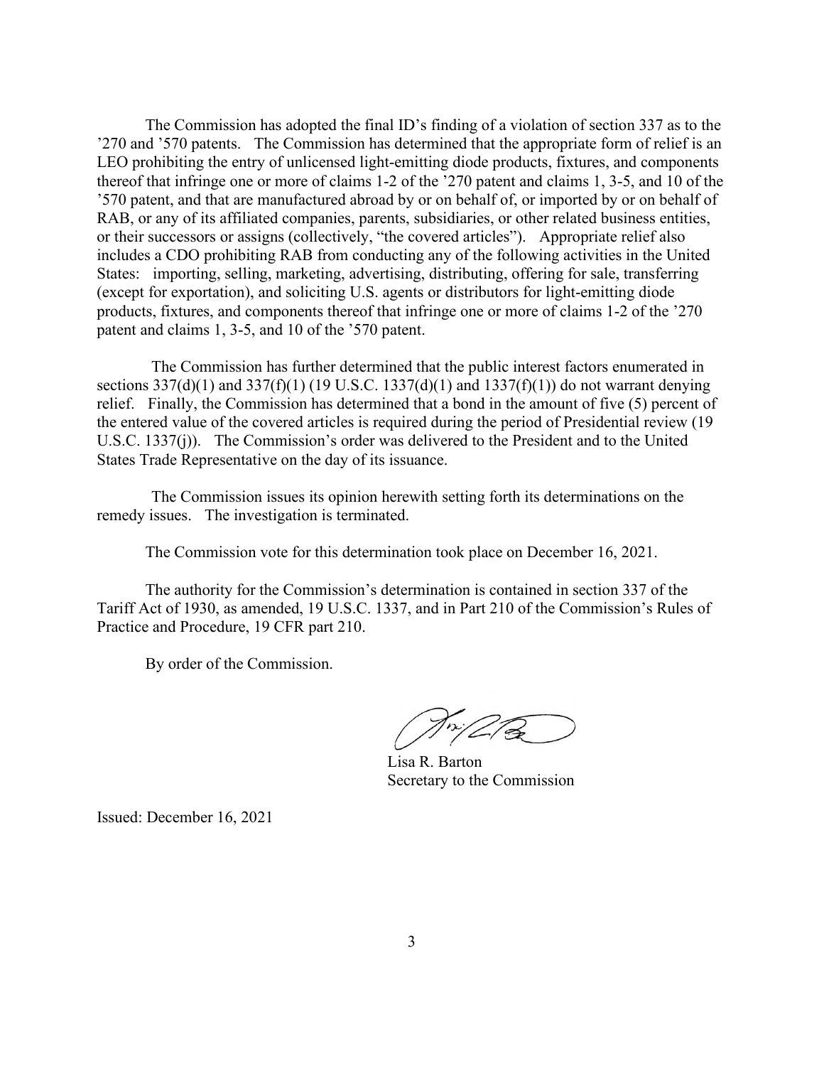The Commission has adopted the final ID's finding of a violation of section 337 as to the '270 and '570 patents. The Commission has determined that the appropriate form of relief is an LEO prohibiting the entry of unlicensed light-emitting diode products, fixtures, and components thereof that infringe one or more of claims 1-2 of the '270 patent and claims 1, 3-5, and 10 of the '570 patent, and that are manufactured abroad by or on behalf of, or imported by or on behalf of RAB, or any of its affiliated companies, parents, subsidiaries, or other related business entities, or their successors or assigns (collectively, "the covered articles"). Appropriate relief also includes a CDO prohibiting RAB from conducting any of the following activities in the United States: importing, selling, marketing, advertising, distributing, offering for sale, transferring (except for exportation), and soliciting U.S. agents or distributors for light-emitting diode products, fixtures, and components thereof that infringe one or more of claims 1-2 of the '270 patent and claims 1, 3-5, and 10 of the '570 patent.

The Commission has further determined that the public interest factors enumerated in sections 337(d)(1) and 337(f)(1) (19 U.S.C. 1337(d)(1) and 1337(f)(1)) do not warrant denying relief. Finally, the Commission has determined that a bond in the amount of five (5) percent of the entered value of the covered articles is required during the period of Presidential review (19 U.S.C. 1337(j)). The Commission's order was delivered to the President and to the United States Trade Representative on the day of its issuance.

The Commission issues its opinion herewith setting forth its determinations on the remedy issues. The investigation is terminated.

The Commission vote for this determination took place on December 16, 2021.

The authority for the Commission's determination is contained in section 337 of the Tariff Act of 1930, as amended, 19 U.S.C. 1337, and in Part 210 of the Commission's Rules of Practice and Procedure, 19 CFR part 210.

By order of the Commission.

Lisa R. Barton
Secretary to the Commission

Issued: December 16, 2021